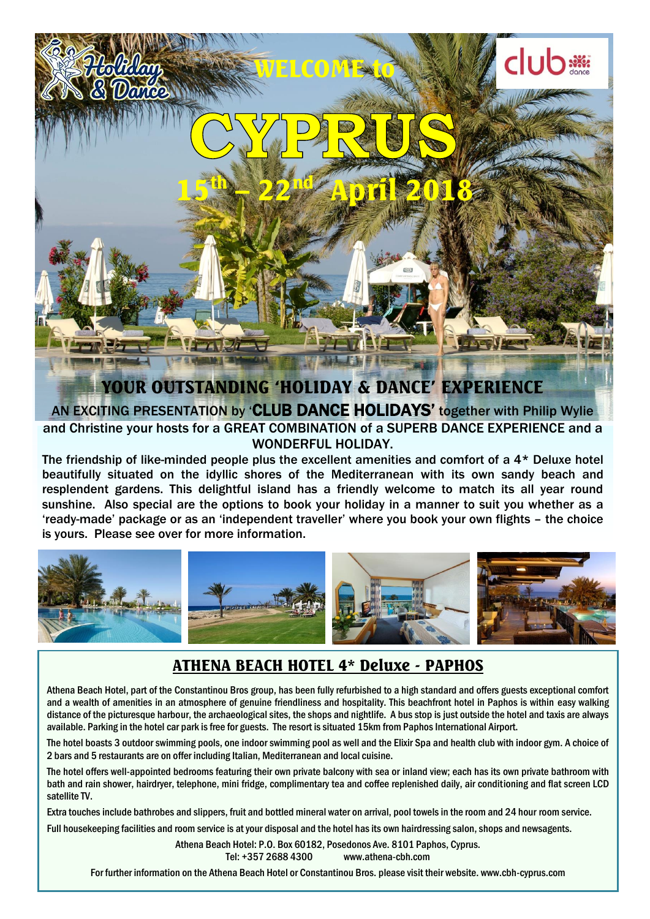Holiday & Dance

club dance

# WELCOME to CYPRUS

## 15th – 22nd April 2018

## YOUR OUTSTANDING 'HOLIDAY & DANCE' EXPERIENCE

AN EXCITING PRESENTATION by '**CLUB DANCE HOLIDAYS'** together with Philip Wylie and Christine your hosts for a GREAT COMBINATION of a SUPERB DANCE EXPERIENCE and a WONDERFUL HOLIDAY.

The friendship of like-minded people plus the excellent amenities and comfort of a 4* Deluxe hotel beautifully situated on the idyllic shores of the Mediterranean with its own sandy beach and resplendent gardens. This delightful island has a friendly welcome to match its all year round sunshine. Also special are the options to book your holiday in a manner to suit you whether as a 'ready-made' package or as an 'independent traveller' where you book your own flights – the choice is yours. Please see over for more information.

## ATHENA BEACH HOTEL 4* Deluxe - PAPHOS

Athena Beach Hotel, part of the Constantinou Bros group, has been fully refurbished to a high standard and offers guests exceptional comfort and a wealth of amenities in an atmosphere of genuine friendliness and hospitality. This beachfront hotel in Paphos is within easy walking distance of the picturesque harbour, the archaeological sites, the shops and nightlife. A bus stop is just outside the hotel and taxis are always available. Parking in the hotel car park is free for guests. The resort is situated 15km from Paphos International Airport.

The hotel boasts 3 outdoor swimming pools, one indoor swimming pool as well and the Elixir Spa and health club with indoor gym. A choice of 2 bars and 5 restaurants are on offer including Italian, Mediterranean and local cuisine.

The hotel offers well-appointed bedrooms featuring their own private balcony with sea or inland view; each has its own private bathroom with bath and rain shower, hairdryer, telephone, mini fridge, complimentary tea and coffee replenished daily, air conditioning and flat screen LCD satellite TV.

Extra touches include bathrobes and slippers, fruit and bottled mineral water on arrival, pool towels in the room and 24 hour room service.

Full housekeeping facilities and room service is at your disposal and the hotel has its own hairdressing salon, shops and newsagents.

Athena Beach Hotel: P.O. Box 60182, Posedonos Ave. 8101 Paphos, Cyprus.
Tel: +357 2688 4300 www.athena-cbh.com

For further information on the Athena Beach Hotel or Constantinou Bros. please visit their website. www.cbh-cyprus.com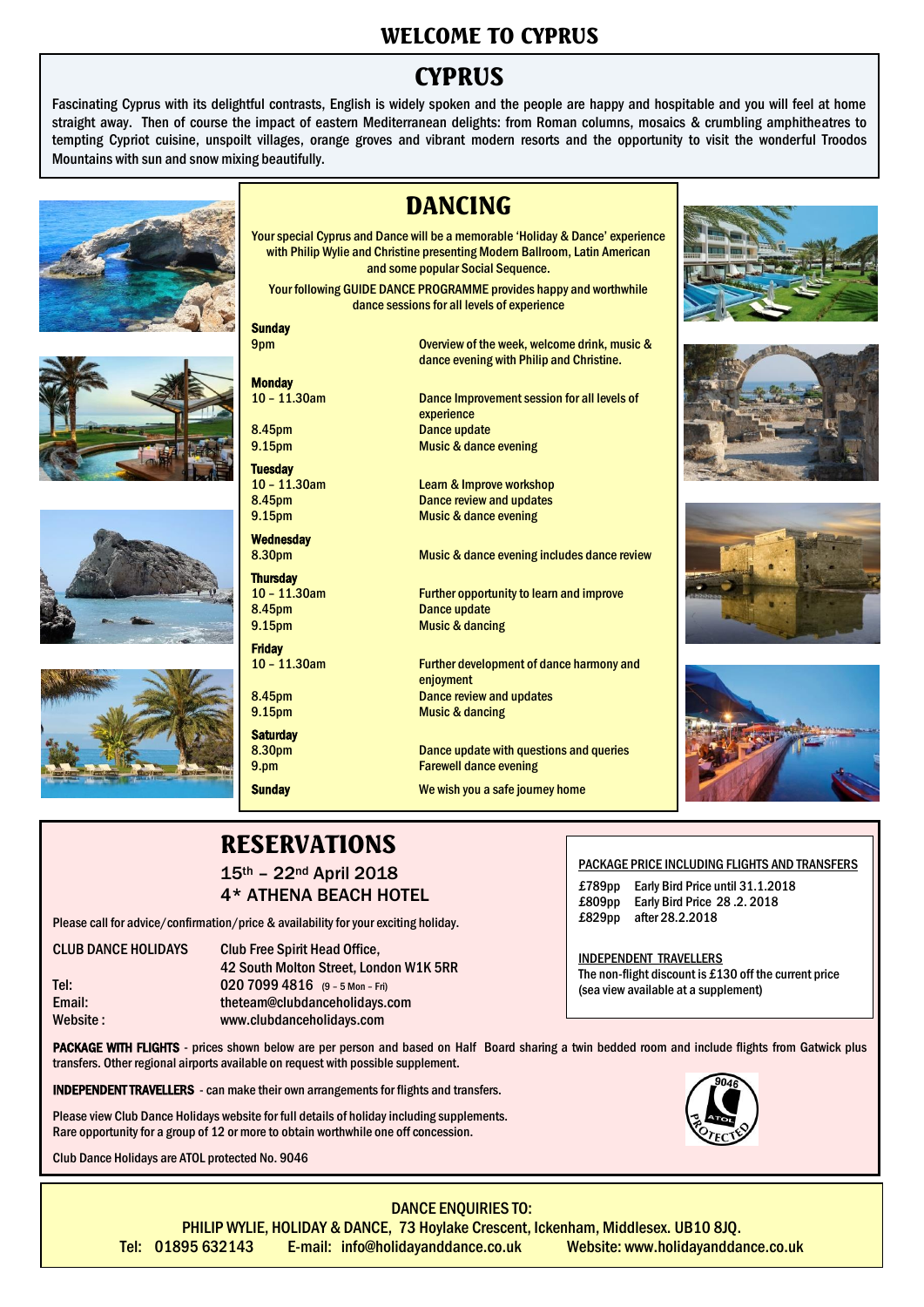# WELCOME TO CYPRUS

## CYPRUS

Fascinating Cyprus with its delightful contrasts, English is widely spoken and the people are happy and hospitable and you will feel at home straight away. Then of course the impact of eastern Mediterranean delights: from Roman columns, mosaics & crumbling amphitheatres to tempting Cypriot cuisine, unspoilt villages, orange groves and vibrant modern resorts and the opportunity to visit the wonderful Troodos Mountains with sun and snow mixing beautifully.

## DANCING

Your special Cyprus and Dance will be a memorable 'Holiday & Dance' experience with Philip Wylie and Christine presenting Modern Ballroom, Latin American and some popular Social Sequence.

Your following GUIDE DANCE PROGRAMME provides happy and worthwhile dance sessions for all levels of experience

**Sunday**
9pm — Overview of the week, welcome drink, music & dance evening with Philip and Christine.

**Monday**
10 – 11.30am — Dance Improvement session for all levels of experience
8.45pm — Dance update
9.15pm — Music & dance evening

**Tuesday**
10 – 11.30am — Learn & Improve workshop
8.45pm — Dance review and updates
9.15pm — Music & dance evening

**Wednesday**
8.30pm — Music & dance evening includes dance review

**Thursday**
10 – 11.30am — Further opportunity to learn and improve
8.45pm — Dance update
9.15pm — Music & dancing

**Friday**
10 – 11.30am — Further development of dance harmony and enjoyment
8.45pm — Dance review and updates
9.15pm — Music & dancing

**Saturday**
8.30pm — Dance update with questions and queries
9.pm — Farewell dance evening

**Sunday** — We wish you a safe journey home

## RESERVATIONS

15th – 22nd April 2018
4* ATHENA BEACH HOTEL

Please call for advice/confirmation/price & availability for your exciting holiday.

CLUB DANCE HOLIDAYS — Club Free Spirit Head Office,
42 South Molton Street, London W1K 5RR
Tel: 020 7099 4816 (9 – 5 Mon – Fri)
Email: theteam@clubdanceholidays.com
Website : www.clubdanceholidays.com

PACKAGE PRICE INCLUDING FLIGHTS AND TRANSFERS

£789pp Early Bird Price until 31.1.2018
£809pp Early Bird Price 28 .2. 2018
£829pp after 28.2.2018

INDEPENDENT TRAVELLERS
The non-flight discount is £130 off the current price (sea view available at a supplement)

**PACKAGE WITH FLIGHTS** - prices shown below are per person and based on Half Board sharing a twin bedded room and include flights from Gatwick plus transfers. Other regional airports available on request with possible supplement.

**INDEPENDENT TRAVELLERS** - can make their own arrangements for flights and transfers.

Please view Club Dance Holidays website for full details of holiday including supplements.
Rare opportunity for a group of 12 or more to obtain worthwhile one off concession.

Club Dance Holidays are ATOL protected No. 9046

DANCE ENQUIRIES TO:
PHILIP WYLIE, HOLIDAY & DANCE, 73 Hoylake Crescent, Ickenham, Middlesex. UB10 8JQ.
Tel: 01895 632143 E-mail: info@holidayanddance.co.uk Website: www.holidayanddance.co.uk